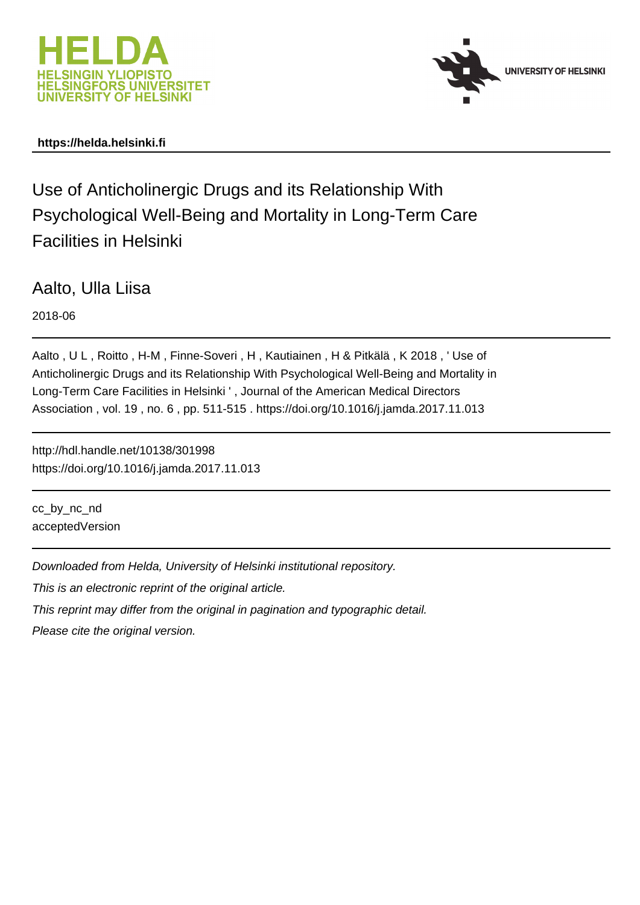HELDA
HELSINGIN YLIOPISTO
HELSINGFORS UNIVERSITET
UNIVERSITY OF HELSINKI

UNIVERSITY OF HELSINKI

**https://helda.helsinki.fi**

# Use of Anticholinergic Drugs and its Relationship With Psychological Well-Being and Mortality in Long-Term Care Facilities in Helsinki

Aalto, Ulla Liisa

2018-06

Aalto , U L , Roitto , H-M , Finne-Soveri , H , Kautiainen , H & Pitkälä , K 2018 , ' Use of Anticholinergic Drugs and its Relationship With Psychological Well-Being and Mortality in Long-Term Care Facilities in Helsinki ' , Journal of the American Medical Directors Association , vol. 19 , no. 6 , pp. 511-515 . https://doi.org/10.1016/j.jamda.2017.11.013

http://hdl.handle.net/10138/301998
https://doi.org/10.1016/j.jamda.2017.11.013

cc_by_nc_nd
acceptedVersion

*Downloaded from Helda, University of Helsinki institutional repository.*

*This is an electronic reprint of the original article.*

*This reprint may differ from the original in pagination and typographic detail.*

*Please cite the original version.*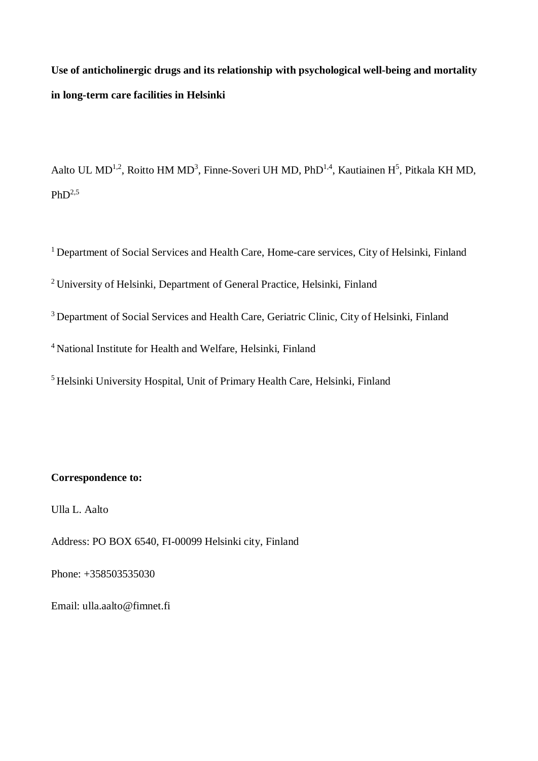**Use of anticholinergic drugs and its relationship with psychological well-being and mortality in long-term care facilities in Helsinki**

Aalto UL MD[1,2], Roitto HM MD[3], Finne-Soveri UH MD, PhD[1,4], Kautiainen H[5], Pitkala KH MD, PhD[2,5]

[1] Department of Social Services and Health Care, Home-care services, City of Helsinki, Finland

[2] University of Helsinki, Department of General Practice, Helsinki, Finland

[3] Department of Social Services and Health Care, Geriatric Clinic, City of Helsinki, Finland

[4] National Institute for Health and Welfare, Helsinki, Finland

[5] Helsinki University Hospital, Unit of Primary Health Care, Helsinki, Finland

**Correspondence to:**

Ulla L. Aalto

Address: PO BOX 6540, FI-00099 Helsinki city, Finland

Phone: +358503535030

Email: ulla.aalto@fimnet.fi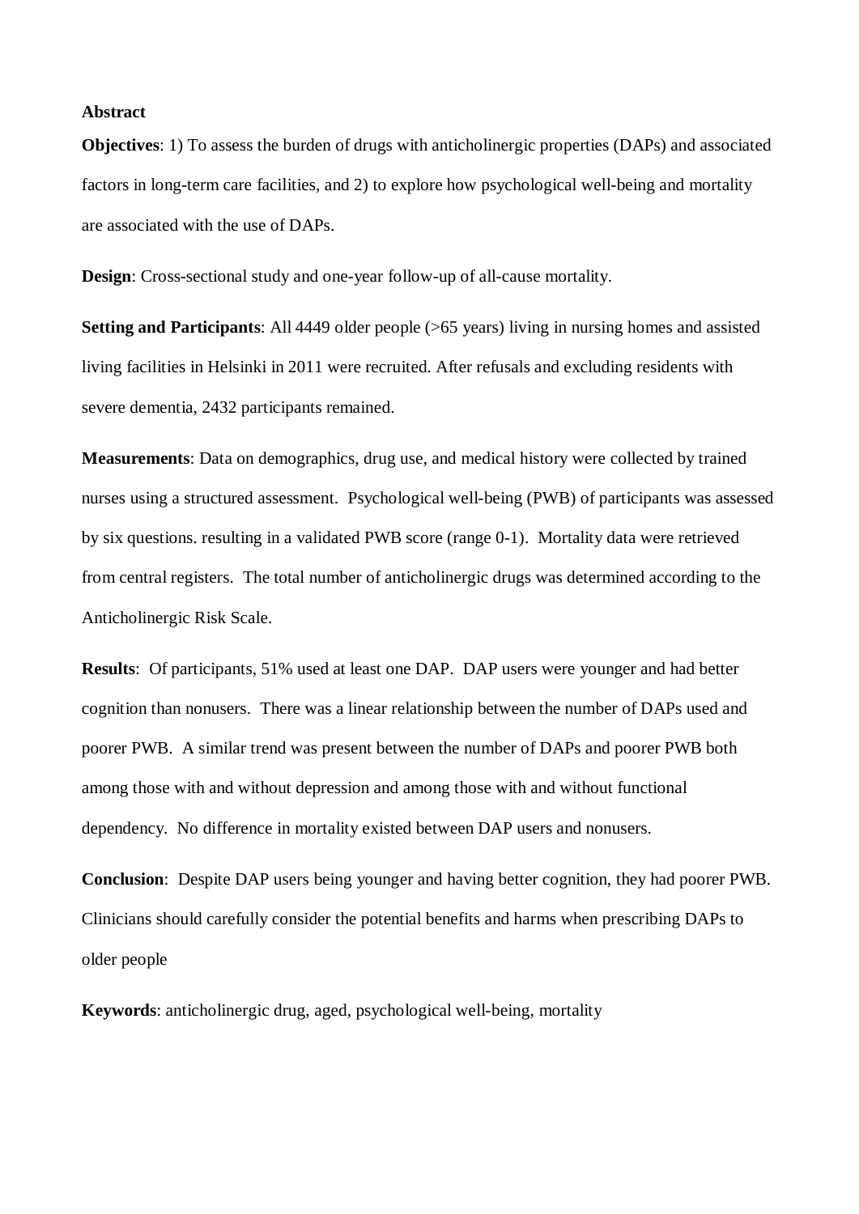**Abstract**

**Objectives**: 1) To assess the burden of drugs with anticholinergic properties (DAPs) and associated factors in long-term care facilities, and 2) to explore how psychological well-being and mortality are associated with the use of DAPs.

**Design**: Cross-sectional study and one-year follow-up of all-cause mortality.

**Setting and Participants**: All 4449 older people (>65 years) living in nursing homes and assisted living facilities in Helsinki in 2011 were recruited. After refusals and excluding residents with severe dementia, 2432 participants remained.

**Measurements**: Data on demographics, drug use, and medical history were collected by trained nurses using a structured assessment. Psychological well-being (PWB) of participants was assessed by six questions. resulting in a validated PWB score (range 0-1). Mortality data were retrieved from central registers. The total number of anticholinergic drugs was determined according to the Anticholinergic Risk Scale.

**Results**: Of participants, 51% used at least one DAP. DAP users were younger and had better cognition than nonusers. There was a linear relationship between the number of DAPs used and poorer PWB. A similar trend was present between the number of DAPs and poorer PWB both among those with and without depression and among those with and without functional dependency. No difference in mortality existed between DAP users and nonusers.

**Conclusion**: Despite DAP users being younger and having better cognition, they had poorer PWB. Clinicians should carefully consider the potential benefits and harms when prescribing DAPs to older people

**Keywords**: anticholinergic drug, aged, psychological well-being, mortality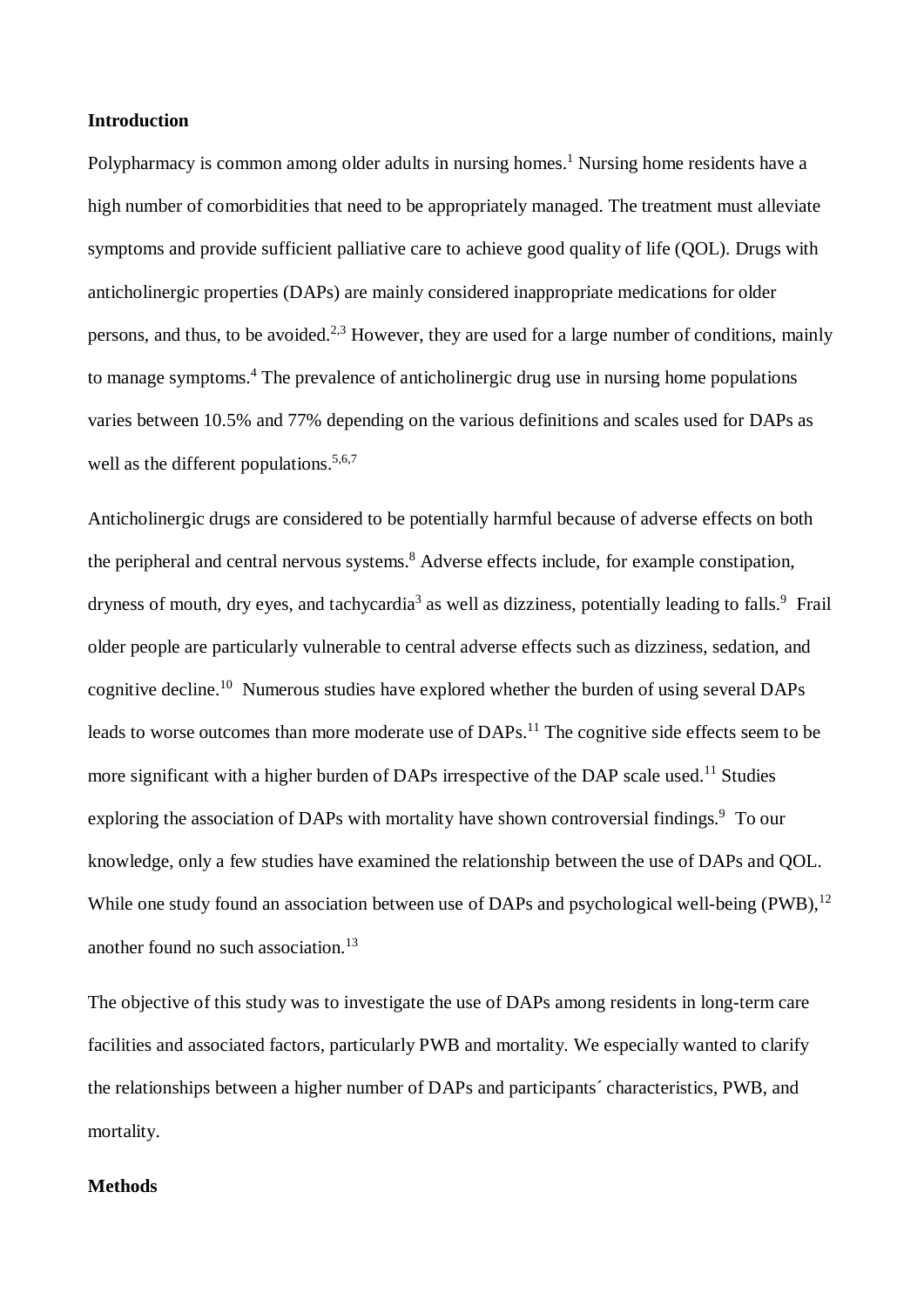## Introduction

Polypharmacy is common among older adults in nursing homes.[1] Nursing home residents have a high number of comorbidities that need to be appropriately managed. The treatment must alleviate symptoms and provide sufficient palliative care to achieve good quality of life (QOL). Drugs with anticholinergic properties (DAPs) are mainly considered inappropriate medications for older persons, and thus, to be avoided.[2,3] However, they are used for a large number of conditions, mainly to manage symptoms.[4] The prevalence of anticholinergic drug use in nursing home populations varies between 10.5% and 77% depending on the various definitions and scales used for DAPs as well as the different populations.[5,6,7]

Anticholinergic drugs are considered to be potentially harmful because of adverse effects on both the peripheral and central nervous systems.[8] Adverse effects include, for example constipation, dryness of mouth, dry eyes, and tachycardia[3] as well as dizziness, potentially leading to falls.[9] Frail older people are particularly vulnerable to central adverse effects such as dizziness, sedation, and cognitive decline.[10] Numerous studies have explored whether the burden of using several DAPs leads to worse outcomes than more moderate use of DAPs.[11] The cognitive side effects seem to be more significant with a higher burden of DAPs irrespective of the DAP scale used.[11] Studies exploring the association of DAPs with mortality have shown controversial findings.[9] To our knowledge, only a few studies have examined the relationship between the use of DAPs and QOL. While one study found an association between use of DAPs and psychological well-being (PWB),[12] another found no such association.[13]

The objective of this study was to investigate the use of DAPs among residents in long-term care facilities and associated factors, particularly PWB and mortality. We especially wanted to clarify the relationships between a higher number of DAPs and participants´ characteristics, PWB, and mortality.

## Methods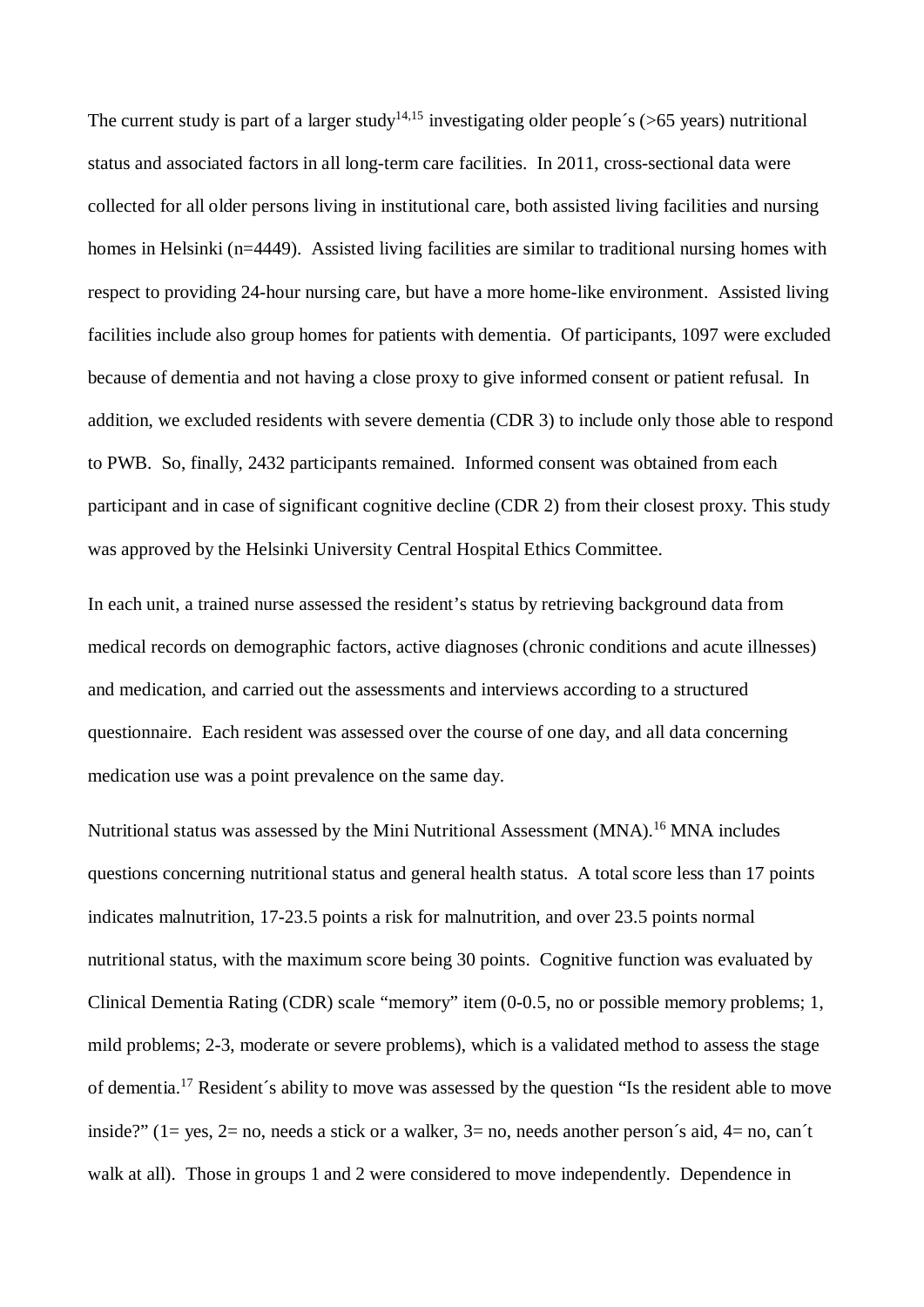The current study is part of a larger study[14,15] investigating older people´s (>65 years) nutritional status and associated factors in all long-term care facilities. In 2011, cross-sectional data were collected for all older persons living in institutional care, both assisted living facilities and nursing homes in Helsinki (n=4449). Assisted living facilities are similar to traditional nursing homes with respect to providing 24-hour nursing care, but have a more home-like environment. Assisted living facilities include also group homes for patients with dementia. Of participants, 1097 were excluded because of dementia and not having a close proxy to give informed consent or patient refusal. In addition, we excluded residents with severe dementia (CDR 3) to include only those able to respond to PWB. So, finally, 2432 participants remained. Informed consent was obtained from each participant and in case of significant cognitive decline (CDR 2) from their closest proxy. This study was approved by the Helsinki University Central Hospital Ethics Committee.

In each unit, a trained nurse assessed the resident's status by retrieving background data from medical records on demographic factors, active diagnoses (chronic conditions and acute illnesses) and medication, and carried out the assessments and interviews according to a structured questionnaire. Each resident was assessed over the course of one day, and all data concerning medication use was a point prevalence on the same day.

Nutritional status was assessed by the Mini Nutritional Assessment (MNA).[16] MNA includes questions concerning nutritional status and general health status. A total score less than 17 points indicates malnutrition, 17-23.5 points a risk for malnutrition, and over 23.5 points normal nutritional status, with the maximum score being 30 points. Cognitive function was evaluated by Clinical Dementia Rating (CDR) scale "memory" item (0-0.5, no or possible memory problems; 1, mild problems; 2-3, moderate or severe problems), which is a validated method to assess the stage of dementia.[17] Resident´s ability to move was assessed by the question "Is the resident able to move inside?" (1= yes, 2= no, needs a stick or a walker, 3= no, needs another person´s aid, 4= no, can´t walk at all). Those in groups 1 and 2 were considered to move independently. Dependence in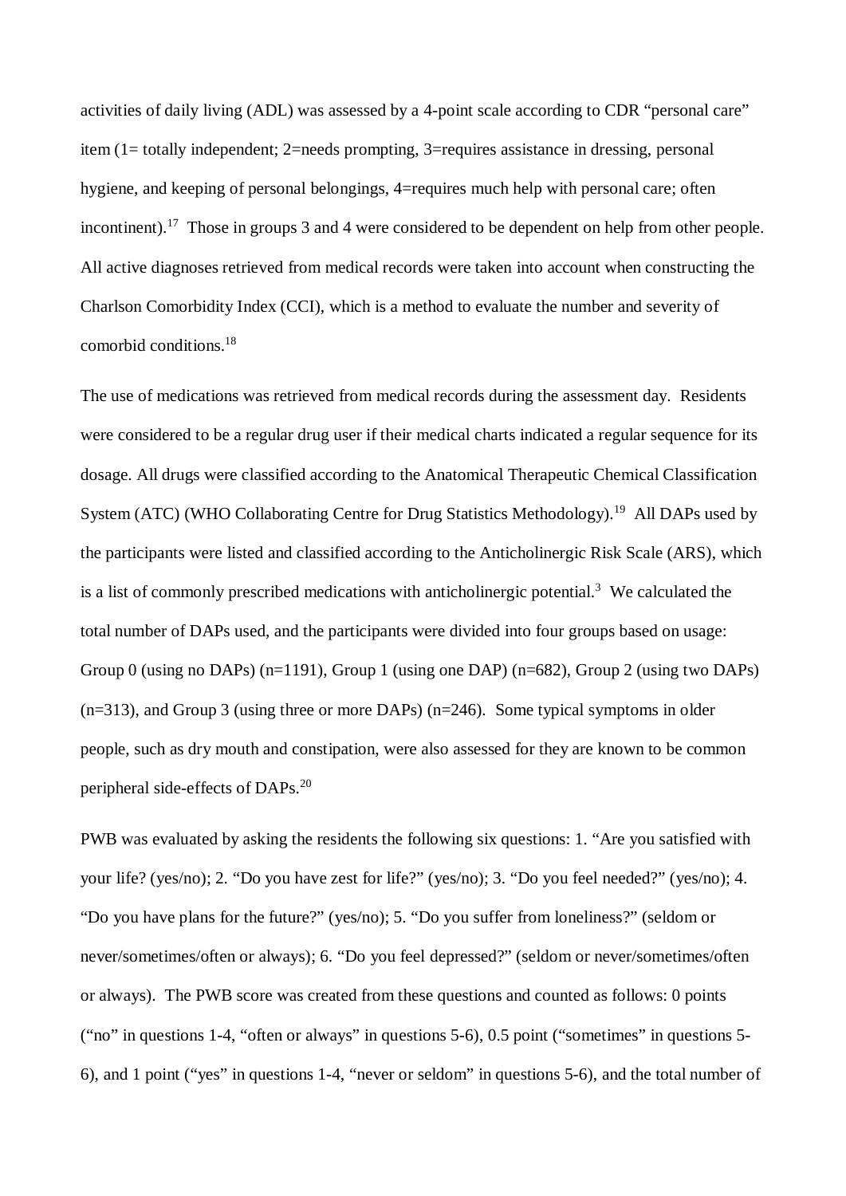activities of daily living (ADL) was assessed by a 4-point scale according to CDR "personal care" item (1= totally independent; 2=needs prompting, 3=requires assistance in dressing, personal hygiene, and keeping of personal belongings, 4=requires much help with personal care; often incontinent).[17] Those in groups 3 and 4 were considered to be dependent on help from other people. All active diagnoses retrieved from medical records were taken into account when constructing the Charlson Comorbidity Index (CCI), which is a method to evaluate the number and severity of comorbid conditions.[18]

The use of medications was retrieved from medical records during the assessment day. Residents were considered to be a regular drug user if their medical charts indicated a regular sequence for its dosage. All drugs were classified according to the Anatomical Therapeutic Chemical Classification System (ATC) (WHO Collaborating Centre for Drug Statistics Methodology).[19] All DAPs used by the participants were listed and classified according to the Anticholinergic Risk Scale (ARS), which is a list of commonly prescribed medications with anticholinergic potential.[3] We calculated the total number of DAPs used, and the participants were divided into four groups based on usage: Group 0 (using no DAPs) (n=1191), Group 1 (using one DAP) (n=682), Group 2 (using two DAPs) (n=313), and Group 3 (using three or more DAPs) (n=246). Some typical symptoms in older people, such as dry mouth and constipation, were also assessed for they are known to be common peripheral side-effects of DAPs.[20]

PWB was evaluated by asking the residents the following six questions: 1. "Are you satisfied with your life? (yes/no); 2. "Do you have zest for life?" (yes/no); 3. "Do you feel needed?" (yes/no); 4. "Do you have plans for the future?" (yes/no); 5. "Do you suffer from loneliness?" (seldom or never/sometimes/often or always); 6. "Do you feel depressed?" (seldom or never/sometimes/often or always). The PWB score was created from these questions and counted as follows: 0 points ("no" in questions 1-4, "often or always" in questions 5-6), 0.5 point ("sometimes" in questions 5-6), and 1 point ("yes" in questions 1-4, "never or seldom" in questions 5-6), and the total number of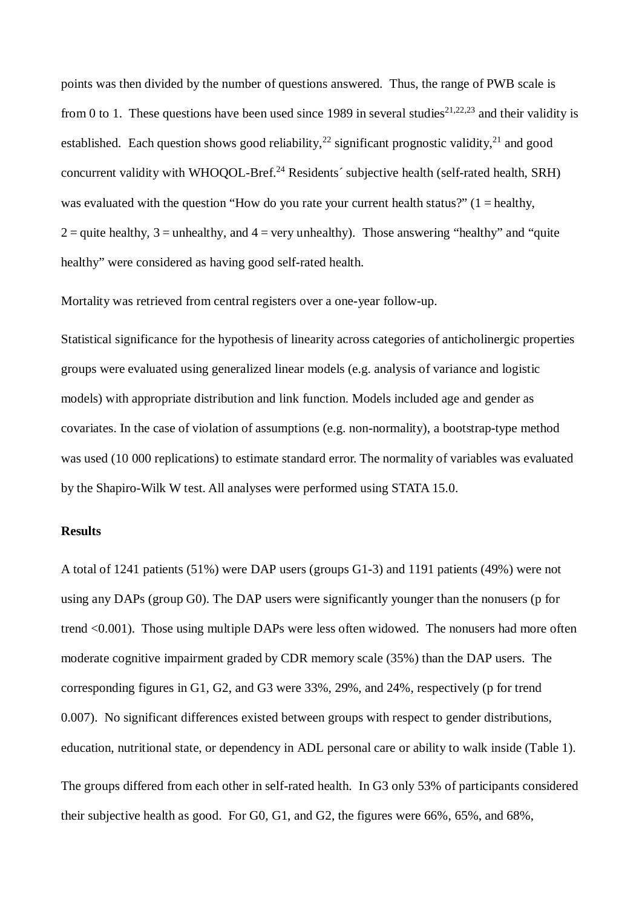points was then divided by the number of questions answered. Thus, the range of PWB scale is from 0 to 1. These questions have been used since 1989 in several studies[21,22,23] and their validity is established. Each question shows good reliability,[22] significant prognostic validity,[21] and good concurrent validity with WHOQOL-Bref.[24] Residents´ subjective health (self-rated health, SRH) was evaluated with the question "How do you rate your current health status?" (1 = healthy, 2 = quite healthy, 3 = unhealthy, and 4 = very unhealthy). Those answering "healthy" and "quite healthy" were considered as having good self-rated health.

Mortality was retrieved from central registers over a one-year follow-up.

Statistical significance for the hypothesis of linearity across categories of anticholinergic properties groups were evaluated using generalized linear models (e.g. analysis of variance and logistic models) with appropriate distribution and link function. Models included age and gender as covariates. In the case of violation of assumptions (e.g. non-normality), a bootstrap-type method was used (10 000 replications) to estimate standard error. The normality of variables was evaluated by the Shapiro-Wilk W test. All analyses were performed using STATA 15.0.

**Results**

A total of 1241 patients (51%) were DAP users (groups G1-3) and 1191 patients (49%) were not using any DAPs (group G0). The DAP users were significantly younger than the nonusers (p for trend <0.001). Those using multiple DAPs were less often widowed. The nonusers had more often moderate cognitive impairment graded by CDR memory scale (35%) than the DAP users. The corresponding figures in G1, G2, and G3 were 33%, 29%, and 24%, respectively (p for trend 0.007). No significant differences existed between groups with respect to gender distributions, education, nutritional state, or dependency in ADL personal care or ability to walk inside (Table 1).

The groups differed from each other in self-rated health. In G3 only 53% of participants considered their subjective health as good. For G0, G1, and G2, the figures were 66%, 65%, and 68%,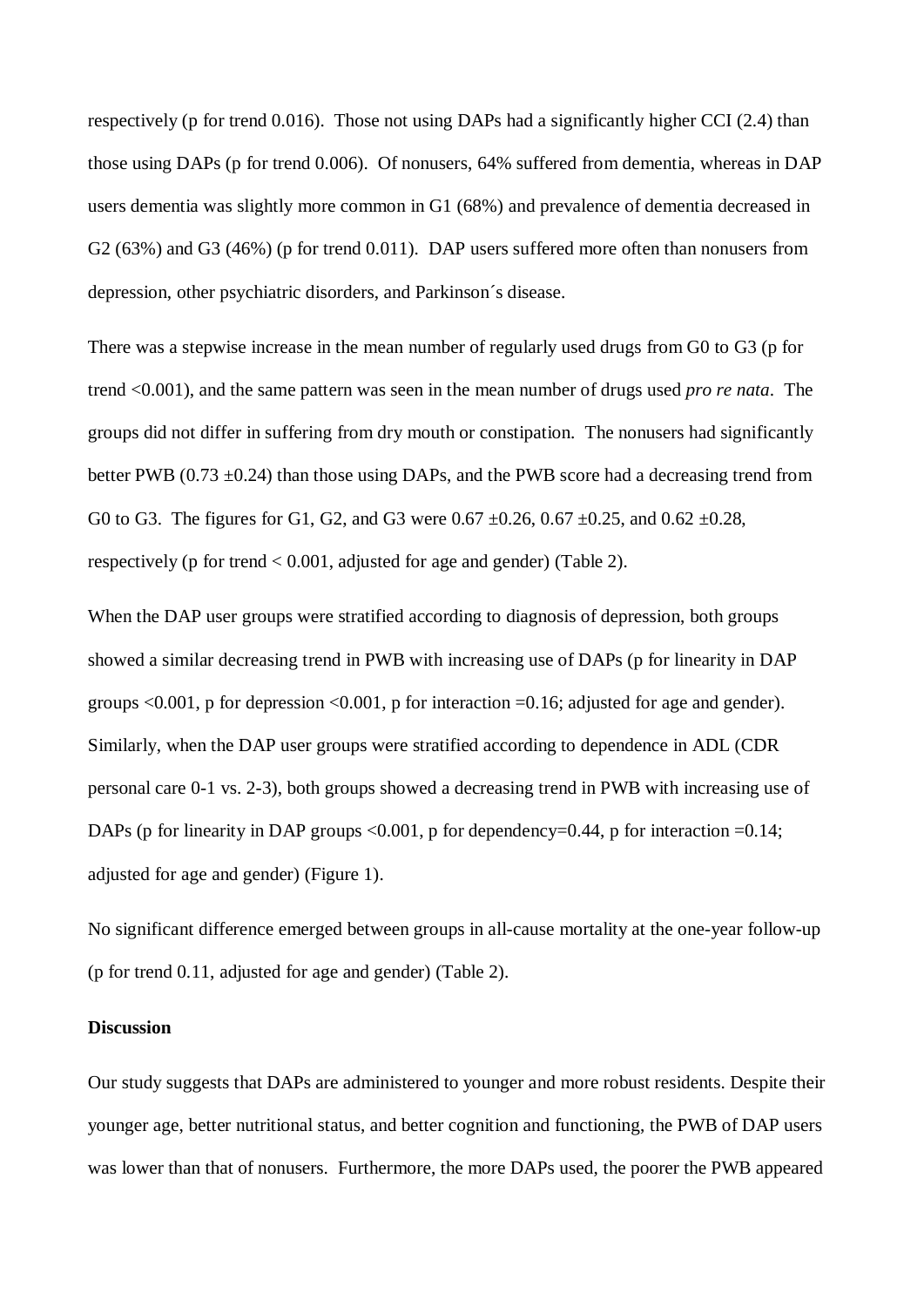respectively (p for trend 0.016). Those not using DAPs had a significantly higher CCI (2.4) than those using DAPs (p for trend 0.006). Of nonusers, 64% suffered from dementia, whereas in DAP users dementia was slightly more common in G1 (68%) and prevalence of dementia decreased in G2 (63%) and G3 (46%) (p for trend 0.011). DAP users suffered more often than nonusers from depression, other psychiatric disorders, and Parkinson´s disease.

There was a stepwise increase in the mean number of regularly used drugs from G0 to G3 (p for trend <0.001), and the same pattern was seen in the mean number of drugs used *pro re nata*. The groups did not differ in suffering from dry mouth or constipation. The nonusers had significantly better PWB (0.73 ±0.24) than those using DAPs, and the PWB score had a decreasing trend from G0 to G3. The figures for G1, G2, and G3 were 0.67 ±0.26, 0.67 ±0.25, and 0.62 ±0.28, respectively (p for trend < 0.001, adjusted for age and gender) (Table 2).

When the DAP user groups were stratified according to diagnosis of depression, both groups showed a similar decreasing trend in PWB with increasing use of DAPs (p for linearity in DAP groups <0.001, p for depression <0.001, p for interaction =0.16; adjusted for age and gender). Similarly, when the DAP user groups were stratified according to dependence in ADL (CDR personal care 0-1 vs. 2-3), both groups showed a decreasing trend in PWB with increasing use of DAPs (p for linearity in DAP groups <0.001, p for dependency=0.44, p for interaction =0.14; adjusted for age and gender) (Figure 1).

No significant difference emerged between groups in all-cause mortality at the one-year follow-up (p for trend 0.11, adjusted for age and gender) (Table 2).

**Discussion**

Our study suggests that DAPs are administered to younger and more robust residents. Despite their younger age, better nutritional status, and better cognition and functioning, the PWB of DAP users was lower than that of nonusers. Furthermore, the more DAPs used, the poorer the PWB appeared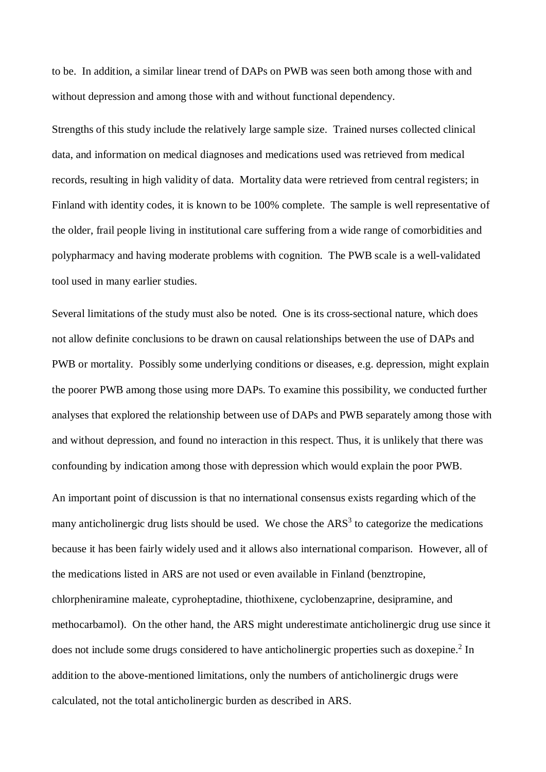to be. In addition, a similar linear trend of DAPs on PWB was seen both among those with and without depression and among those with and without functional dependency.

Strengths of this study include the relatively large sample size. Trained nurses collected clinical data, and information on medical diagnoses and medications used was retrieved from medical records, resulting in high validity of data. Mortality data were retrieved from central registers; in Finland with identity codes, it is known to be 100% complete. The sample is well representative of the older, frail people living in institutional care suffering from a wide range of comorbidities and polypharmacy and having moderate problems with cognition. The PWB scale is a well-validated tool used in many earlier studies.

Several limitations of the study must also be noted. One is its cross-sectional nature, which does not allow definite conclusions to be drawn on causal relationships between the use of DAPs and PWB or mortality. Possibly some underlying conditions or diseases, e.g. depression, might explain the poorer PWB among those using more DAPs. To examine this possibility, we conducted further analyses that explored the relationship between use of DAPs and PWB separately among those with and without depression, and found no interaction in this respect. Thus, it is unlikely that there was confounding by indication among those with depression which would explain the poor PWB.

An important point of discussion is that no international consensus exists regarding which of the many anticholinergic drug lists should be used. We chose the ARS[3] to categorize the medications because it has been fairly widely used and it allows also international comparison. However, all of the medications listed in ARS are not used or even available in Finland (benztropine, chlorpheniramine maleate, cyproheptadine, thiothixene, cyclobenzaprine, desipramine, and methocarbamol). On the other hand, the ARS might underestimate anticholinergic drug use since it does not include some drugs considered to have anticholinergic properties such as doxepine.[2] In addition to the above-mentioned limitations, only the numbers of anticholinergic drugs were calculated, not the total anticholinergic burden as described in ARS.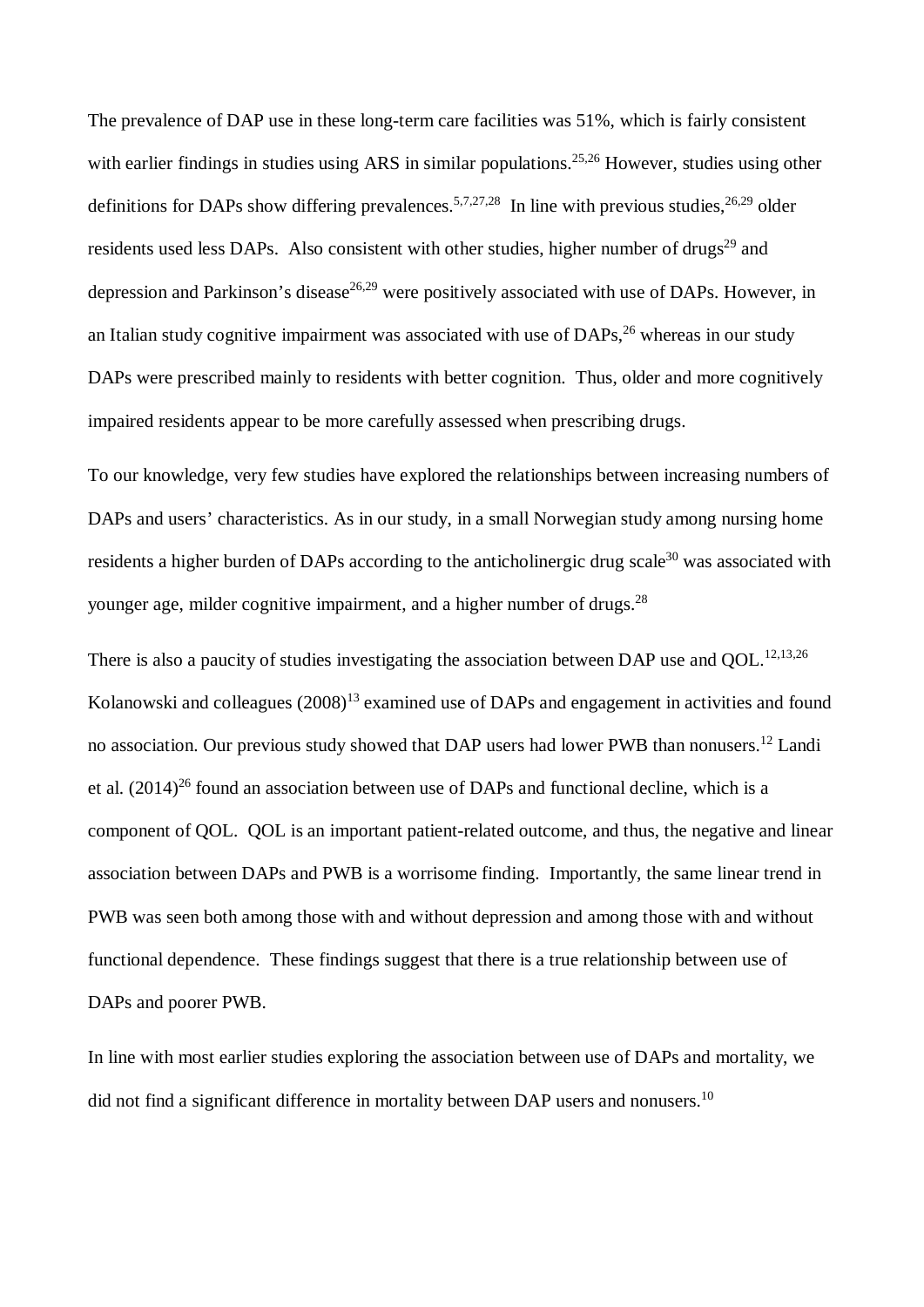The prevalence of DAP use in these long-term care facilities was 51%, which is fairly consistent with earlier findings in studies using ARS in similar populations.[25,26] However, studies using other definitions for DAPs show differing prevalences.[5,7,27,28] In line with previous studies,[26,29] older residents used less DAPs. Also consistent with other studies, higher number of drugs[29] and depression and Parkinson's disease[26,29] were positively associated with use of DAPs. However, in an Italian study cognitive impairment was associated with use of DAPs,[26] whereas in our study DAPs were prescribed mainly to residents with better cognition. Thus, older and more cognitively impaired residents appear to be more carefully assessed when prescribing drugs.

To our knowledge, very few studies have explored the relationships between increasing numbers of DAPs and users' characteristics. As in our study, in a small Norwegian study among nursing home residents a higher burden of DAPs according to the anticholinergic drug scale[30] was associated with younger age, milder cognitive impairment, and a higher number of drugs.[28]

There is also a paucity of studies investigating the association between DAP use and QOL.[12,13,26] Kolanowski and colleagues (2008)[13] examined use of DAPs and engagement in activities and found no association. Our previous study showed that DAP users had lower PWB than nonusers.[12] Landi et al. (2014)[26] found an association between use of DAPs and functional decline, which is a component of QOL. QOL is an important patient-related outcome, and thus, the negative and linear association between DAPs and PWB is a worrisome finding. Importantly, the same linear trend in PWB was seen both among those with and without depression and among those with and without functional dependence. These findings suggest that there is a true relationship between use of DAPs and poorer PWB.

In line with most earlier studies exploring the association between use of DAPs and mortality, we did not find a significant difference in mortality between DAP users and nonusers.[10]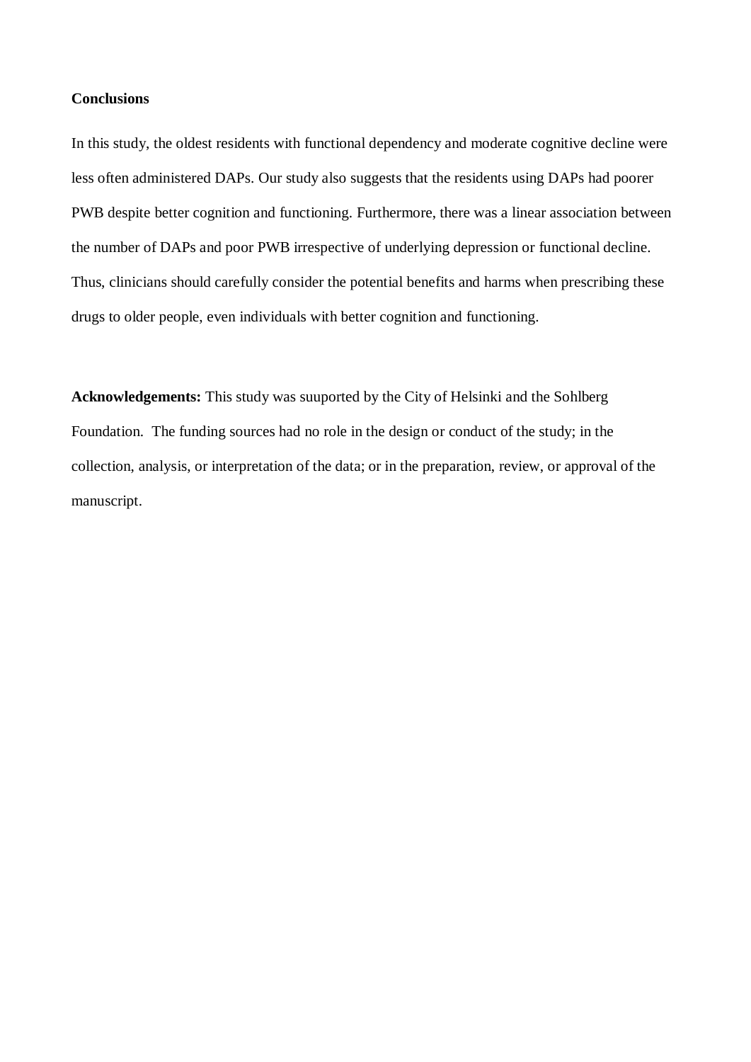**Conclusions**

In this study, the oldest residents with functional dependency and moderate cognitive decline were less often administered DAPs. Our study also suggests that the residents using DAPs had poorer PWB despite better cognition and functioning. Furthermore, there was a linear association between the number of DAPs and poor PWB irrespective of underlying depression or functional decline. Thus, clinicians should carefully consider the potential benefits and harms when prescribing these drugs to older people, even individuals with better cognition and functioning.

**Acknowledgements:** This study was suuported by the City of Helsinki and the Sohlberg Foundation. The funding sources had no role in the design or conduct of the study; in the collection, analysis, or interpretation of the data; or in the preparation, review, or approval of the manuscript.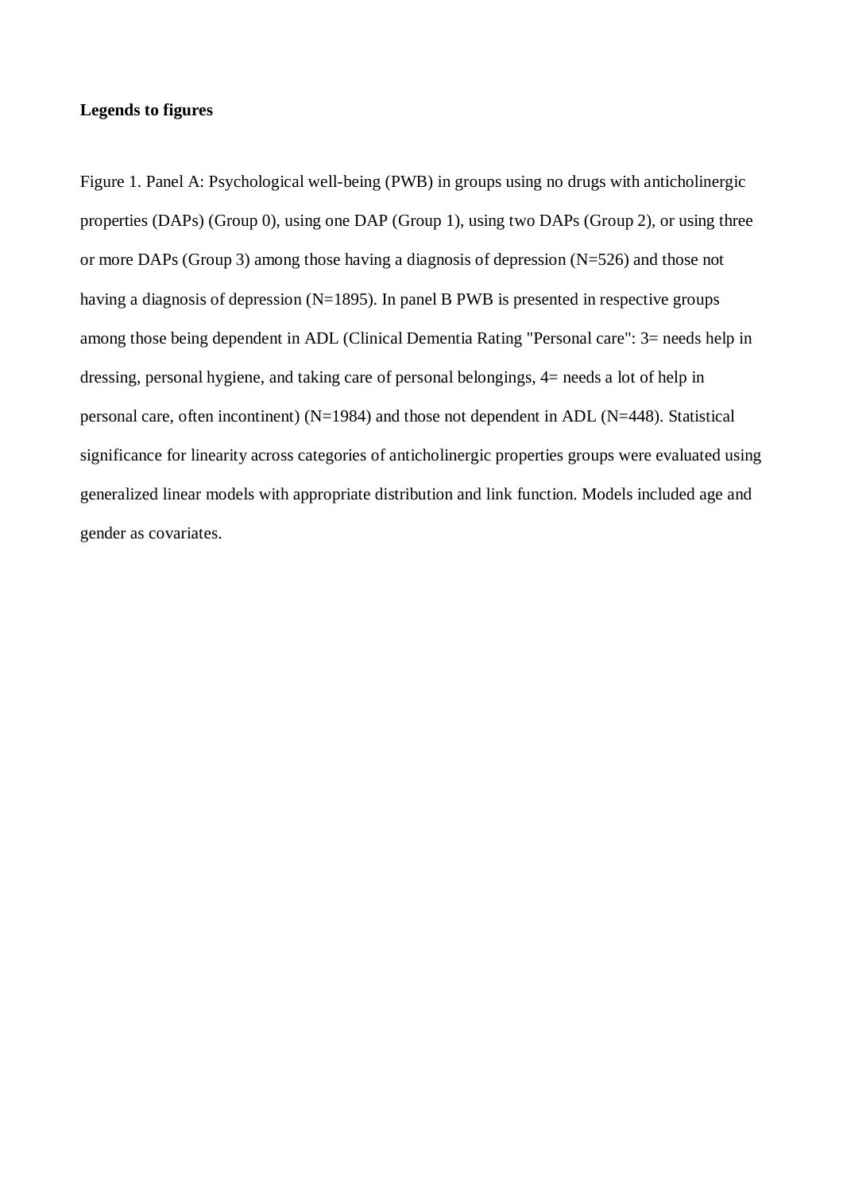**Legends to figures**

Figure 1. Panel A: Psychological well-being (PWB) in groups using no drugs with anticholinergic properties (DAPs) (Group 0), using one DAP (Group 1), using two DAPs (Group 2), or using three or more DAPs (Group 3) among those having a diagnosis of depression (N=526) and those not having a diagnosis of depression (N=1895). In panel B PWB is presented in respective groups among those being dependent in ADL (Clinical Dementia Rating "Personal care": 3= needs help in dressing, personal hygiene, and taking care of personal belongings, 4= needs a lot of help in personal care, often incontinent) (N=1984) and those not dependent in ADL (N=448). Statistical significance for linearity across categories of anticholinergic properties groups were evaluated using generalized linear models with appropriate distribution and link function. Models included age and gender as covariates.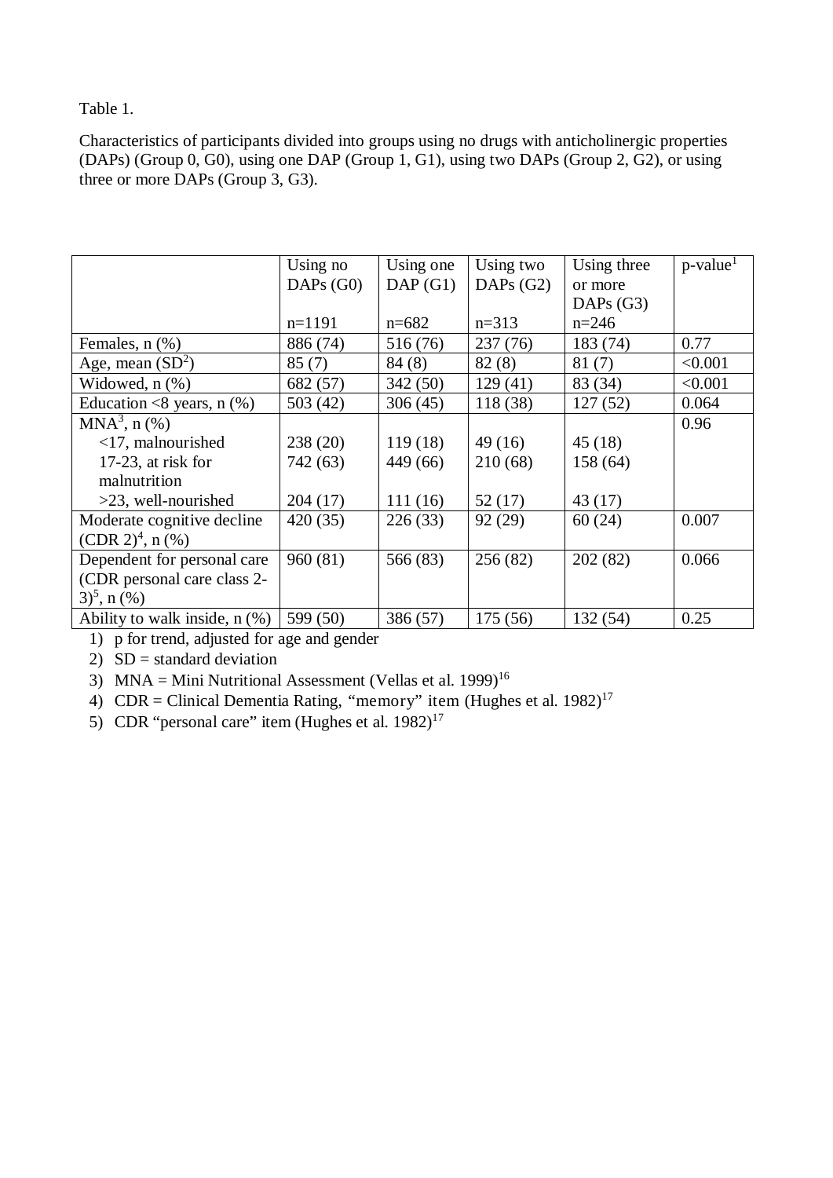Table 1.

Characteristics of participants divided into groups using no drugs with anticholinergic properties (DAPs) (Group 0, G0), using one DAP (Group 1, G1), using two DAPs (Group 2, G2), or using three or more DAPs (Group 3, G3).

| | Using no DAPs (G0) n=1191 | Using one DAP (G1) n=682 | Using two DAPs (G2) n=313 | Using three or more DAPs (G3) n=246 | p-value[1] |
|---|---|---|---|---|---|
| Females, n (%) | 886 (74) | 516 (76) | 237 (76) | 183 (74) | 0.77 |
| Age, mean (SD[2]) | 85 (7) | 84 (8) | 82 (8) | 81 (7) | <0.001 |
| Widowed, n (%) | 682 (57) | 342 (50) | 129 (41) | 83 (34) | <0.001 |
| Education <8 years, n (%) | 503 (42) | 306 (45) | 118 (38) | 127 (52) | 0.064 |
| MNA[3], n (%) | | | | | 0.96 |
| <17, malnourished | 238 (20) | 119 (18) | 49 (16) | 45 (18) | |
| 17-23, at risk for malnutrition | 742 (63) | 449 (66) | 210 (68) | 158 (64) | |
| >23, well-nourished | 204 (17) | 111 (16) | 52 (17) | 43 (17) | |
| Moderate cognitive decline (CDR 2)[4], n (%) | 420 (35) | 226 (33) | 92 (29) | 60 (24) | 0.007 |
| Dependent for personal care (CDR personal care class 2-3)[5], n (%) | 960 (81) | 566 (83) | 256 (82) | 202 (82) | 0.066 |
| Ability to walk inside, n (%) | 599 (50) | 386 (57) | 175 (56) | 132 (54) | 0.25 |

1) p for trend, adjusted for age and gender
2) SD = standard deviation
3) MNA = Mini Nutritional Assessment (Vellas et al. 1999)[16]
4) CDR = Clinical Dementia Rating, "memory" item (Hughes et al. 1982)[17]
5) CDR "personal care" item (Hughes et al. 1982)[17]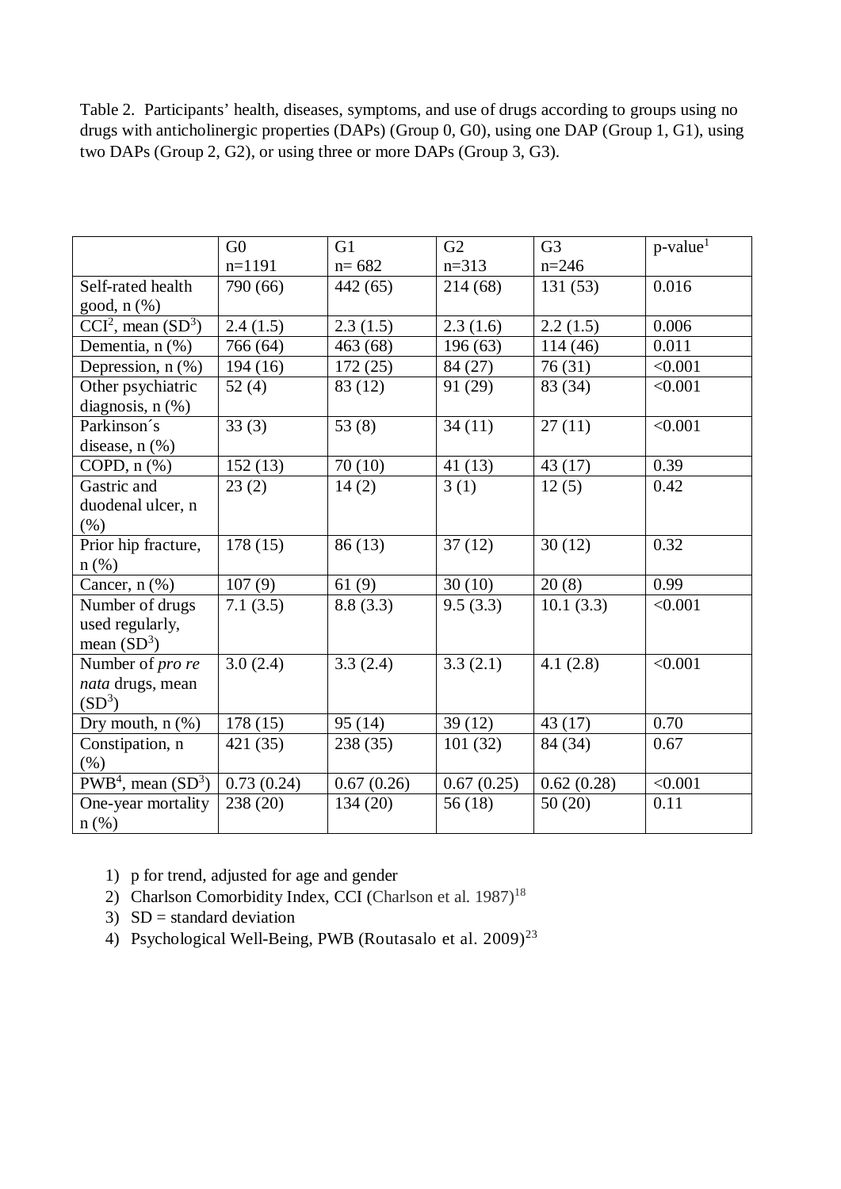Table 2. Participants' health, diseases, symptoms, and use of drugs according to groups using no drugs with anticholinergic properties (DAPs) (Group 0, G0), using one DAP (Group 1, G1), using two DAPs (Group 2, G2), or using three or more DAPs (Group 3, G3).

| | G0 n=1191 | G1 n= 682 | G2 n=313 | G3 n=246 | p-value[1] |
|---|---|---|---|---|---|
| Self-rated health good, n (%) | 790 (66) | 442 (65) | 214 (68) | 131 (53) | 0.016 |
| CCI[2], mean (SD[3]) | 2.4 (1.5) | 2.3 (1.5) | 2.3 (1.6) | 2.2 (1.5) | 0.006 |
| Dementia, n (%) | 766 (64) | 463 (68) | 196 (63) | 114 (46) | 0.011 |
| Depression, n (%) | 194 (16) | 172 (25) | 84 (27) | 76 (31) | <0.001 |
| Other psychiatric diagnosis, n (%) | 52 (4) | 83 (12) | 91 (29) | 83 (34) | <0.001 |
| Parkinson´s disease, n (%) | 33 (3) | 53 (8) | 34 (11) | 27 (11) | <0.001 |
| COPD, n (%) | 152 (13) | 70 (10) | 41 (13) | 43 (17) | 0.39 |
| Gastric and duodenal ulcer, n (%) | 23 (2) | 14 (2) | 3 (1) | 12 (5) | 0.42 |
| Prior hip fracture, n (%) | 178 (15) | 86 (13) | 37 (12) | 30 (12) | 0.32 |
| Cancer, n (%) | 107 (9) | 61 (9) | 30 (10) | 20 (8) | 0.99 |
| Number of drugs used regularly, mean (SD[3]) | 7.1 (3.5) | 8.8 (3.3) | 9.5 (3.3) | 10.1 (3.3) | <0.001 |
| Number of *pro re nata* drugs, mean (SD[3]) | 3.0 (2.4) | 3.3 (2.4) | 3.3 (2.1) | 4.1 (2.8) | <0.001 |
| Dry mouth, n (%) | 178 (15) | 95 (14) | 39 (12) | 43 (17) | 0.70 |
| Constipation, n (%) | 421 (35) | 238 (35) | 101 (32) | 84 (34) | 0.67 |
| PWB[4], mean (SD[3]) | 0.73 (0.24) | 0.67 (0.26) | 0.67 (0.25) | 0.62 (0.28) | <0.001 |
| One-year mortality n (%) | 238 (20) | 134 (20) | 56 (18) | 50 (20) | 0.11 |

1) p for trend, adjusted for age and gender
2) Charlson Comorbidity Index, CCI (Charlson et al. 1987)[18]
3) SD = standard deviation
4) Psychological Well-Being, PWB (Routasalo et al. 2009)[23]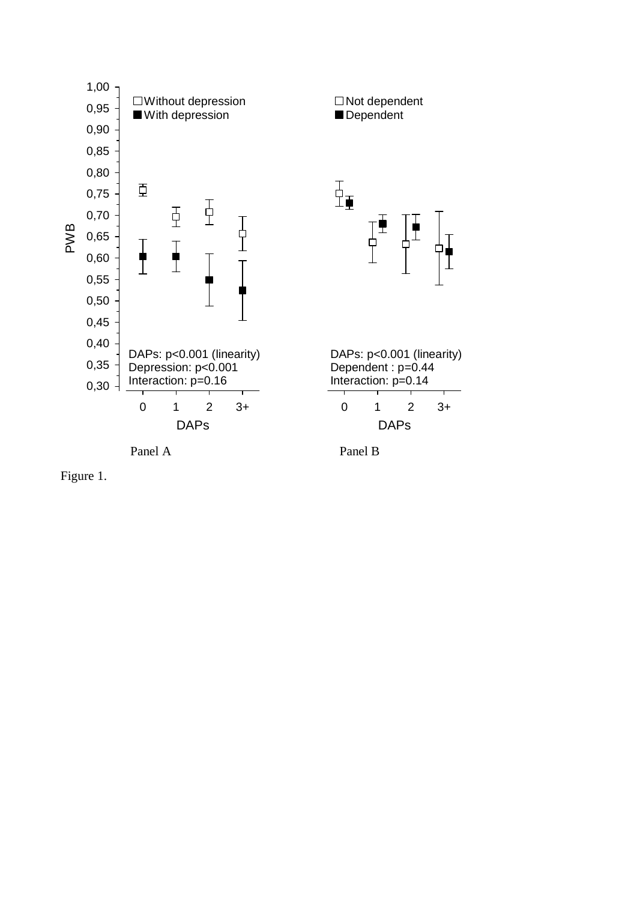Panel A

Panel B

Figure 1.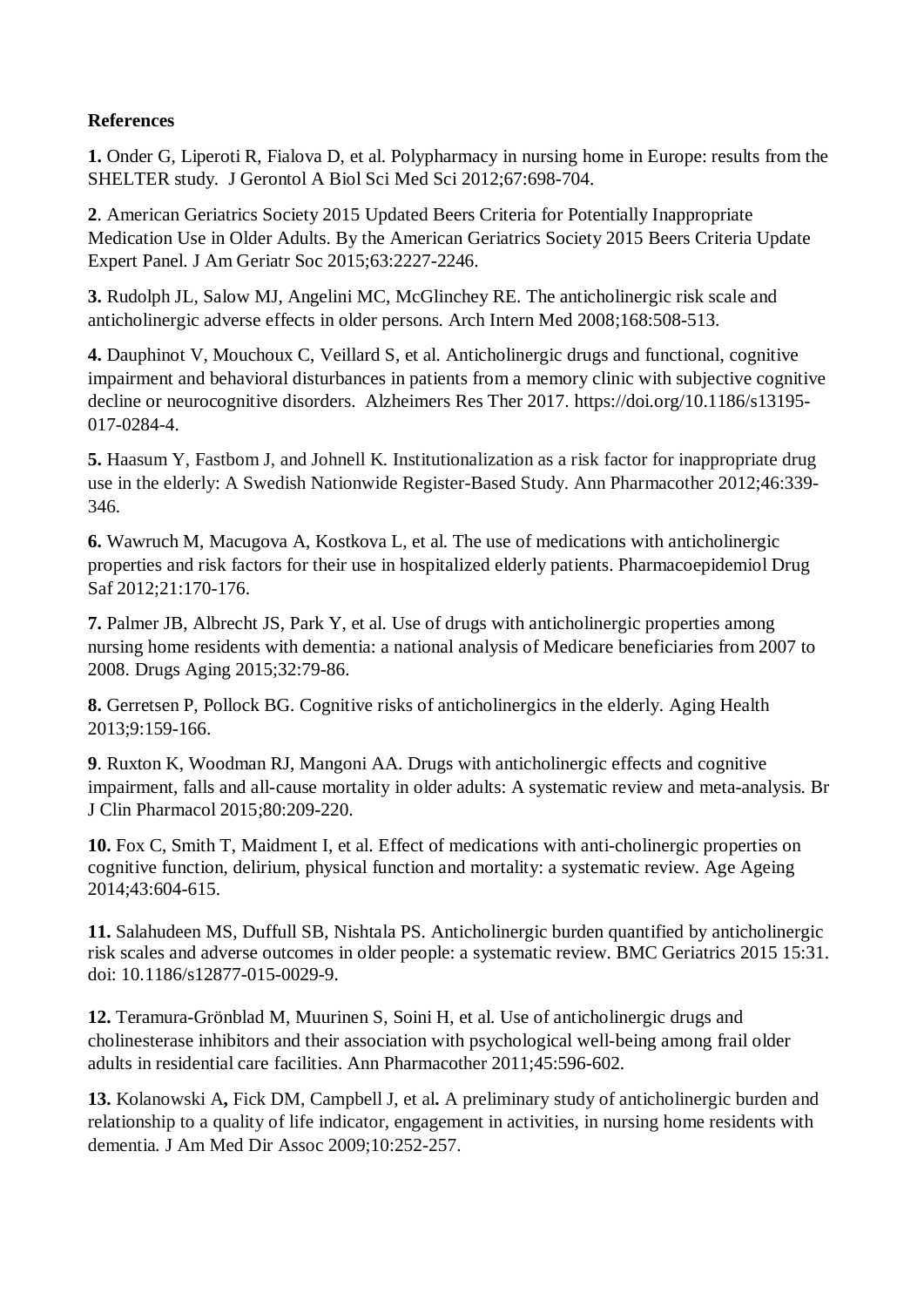**References**

**1.** Onder G, Liperoti R, Fialova D, et al. Polypharmacy in nursing home in Europe: results from the SHELTER study. J Gerontol A Biol Sci Med Sci 2012;67:698-704.

**2**. American Geriatrics Society 2015 Updated Beers Criteria for Potentially Inappropriate Medication Use in Older Adults. By the American Geriatrics Society 2015 Beers Criteria Update Expert Panel. J Am Geriatr Soc 2015;63:2227-2246.

**3.** Rudolph JL, Salow MJ, Angelini MC, McGlinchey RE. The anticholinergic risk scale and anticholinergic adverse effects in older persons. Arch Intern Med 2008;168:508-513.

**4.** Dauphinot V, Mouchoux C, Veillard S, et al. Anticholinergic drugs and functional, cognitive impairment and behavioral disturbances in patients from a memory clinic with subjective cognitive decline or neurocognitive disorders. Alzheimers Res Ther 2017. https://doi.org/10.1186/s13195-017-0284-4.

**5.** Haasum Y, Fastbom J, and Johnell K. Institutionalization as a risk factor for inappropriate drug use in the elderly: A Swedish Nationwide Register-Based Study. Ann Pharmacother 2012;46:339-346.

**6.** Wawruch M, Macugova A, Kostkova L, et al. The use of medications with anticholinergic properties and risk factors for their use in hospitalized elderly patients. Pharmacoepidemiol Drug Saf 2012;21:170-176.

**7.** Palmer JB, Albrecht JS, Park Y, et al. Use of drugs with anticholinergic properties among nursing home residents with dementia: a national analysis of Medicare beneficiaries from 2007 to 2008. Drugs Aging 2015;32:79-86.

**8.** Gerretsen P, Pollock BG. Cognitive risks of anticholinergics in the elderly. Aging Health 2013;9:159-166.

**9**. Ruxton K, Woodman RJ, Mangoni AA. Drugs with anticholinergic effects and cognitive impairment, falls and all-cause mortality in older adults: A systematic review and meta-analysis. Br J Clin Pharmacol 2015;80:209-220.

**10.** Fox C, Smith T, Maidment I, et al. Effect of medications with anti-cholinergic properties on cognitive function, delirium, physical function and mortality: a systematic review. Age Ageing 2014;43:604-615.

**11.** Salahudeen MS, Duffull SB, Nishtala PS. Anticholinergic burden quantified by anticholinergic risk scales and adverse outcomes in older people: a systematic review. BMC Geriatrics 2015 15:31. doi: 10.1186/s12877-015-0029-9.

**12.** Teramura-Grönblad M, Muurinen S, Soini H, et al. Use of anticholinergic drugs and cholinesterase inhibitors and their association with psychological well-being among frail older adults in residential care facilities. Ann Pharmacother 2011;45:596-602.

**13.** Kolanowski A**,** Fick DM, Campbell J, et al**.** A preliminary study of anticholinergic burden and relationship to a quality of life indicator, engagement in activities, in nursing home residents with dementia. J Am Med Dir Assoc 2009;10:252-257.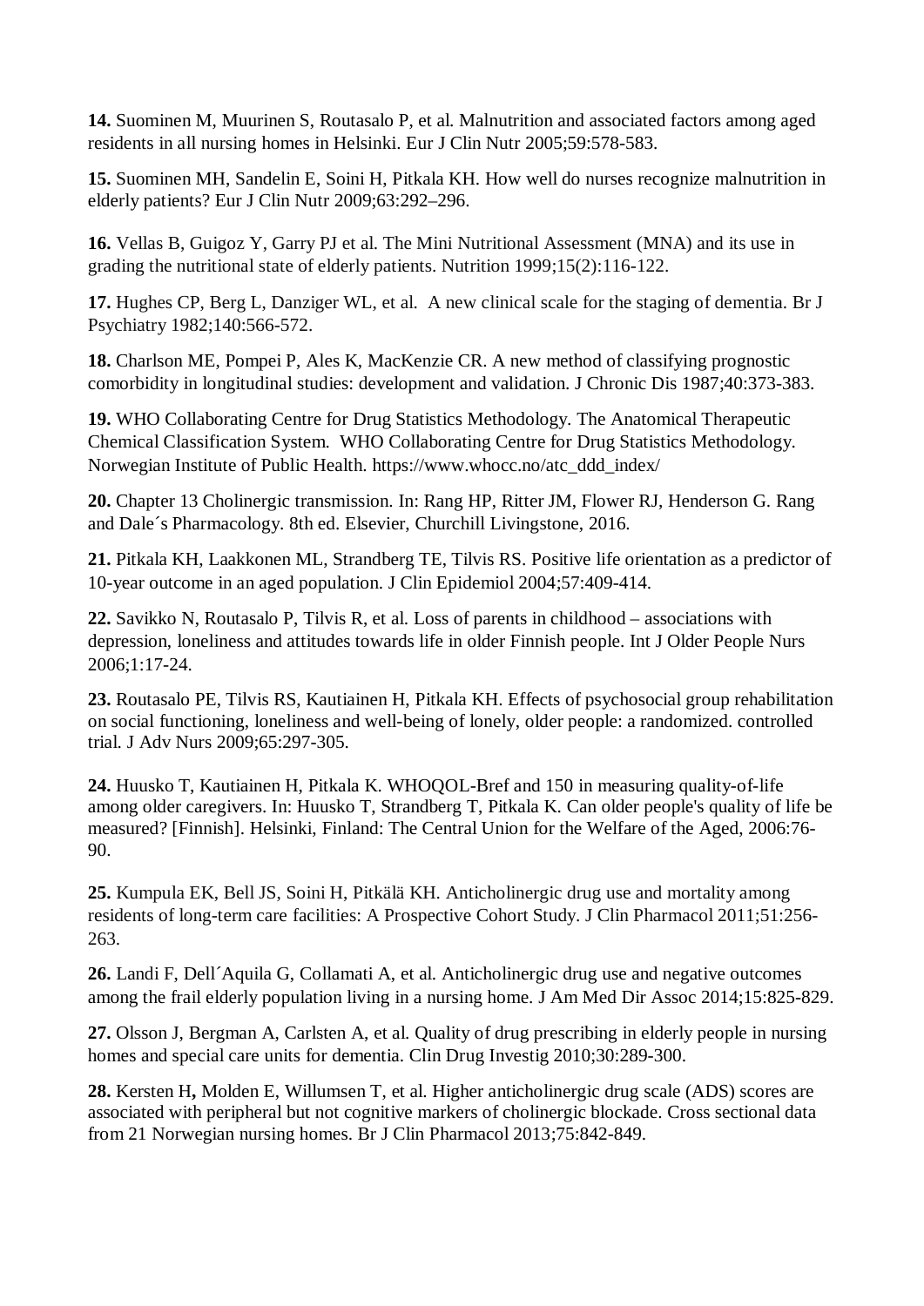**14.** Suominen M, Muurinen S, Routasalo P, et al. Malnutrition and associated factors among aged residents in all nursing homes in Helsinki. Eur J Clin Nutr 2005;59:578-583.

**15.** Suominen MH, Sandelin E, Soini H, Pitkala KH. How well do nurses recognize malnutrition in elderly patients? Eur J Clin Nutr 2009;63:292–296.

**16.** Vellas B, Guigoz Y, Garry PJ et al. The Mini Nutritional Assessment (MNA) and its use in grading the nutritional state of elderly patients. Nutrition 1999;15(2):116-122.

**17.** Hughes CP, Berg L, Danziger WL, et al. A new clinical scale for the staging of dementia. Br J Psychiatry 1982;140:566-572.

**18.** Charlson ME, Pompei P, Ales K, MacKenzie CR. A new method of classifying prognostic comorbidity in longitudinal studies: development and validation. J Chronic Dis 1987;40:373-383.

**19.** WHO Collaborating Centre for Drug Statistics Methodology. The Anatomical Therapeutic Chemical Classification System. WHO Collaborating Centre for Drug Statistics Methodology. Norwegian Institute of Public Health. https://www.whocc.no/atc_ddd_index/

**20.** Chapter 13 Cholinergic transmission. In: Rang HP, Ritter JM, Flower RJ, Henderson G. Rang and Dale´s Pharmacology. 8th ed. Elsevier, Churchill Livingstone, 2016.

**21.** Pitkala KH, Laakkonen ML, Strandberg TE, Tilvis RS. Positive life orientation as a predictor of 10-year outcome in an aged population. J Clin Epidemiol 2004;57:409-414.

**22.** Savikko N, Routasalo P, Tilvis R, et al. Loss of parents in childhood – associations with depression, loneliness and attitudes towards life in older Finnish people. Int J Older People Nurs 2006;1:17-24.

**23.** Routasalo PE, Tilvis RS, Kautiainen H, Pitkala KH. Effects of psychosocial group rehabilitation on social functioning, loneliness and well-being of lonely, older people: a randomized. controlled trial. J Adv Nurs 2009;65:297-305.

**24.** Huusko T, Kautiainen H, Pitkala K. WHOQOL-Bref and 150 in measuring quality-of-life among older caregivers. In: Huusko T, Strandberg T, Pitkala K. Can older people's quality of life be measured? [Finnish]. Helsinki, Finland: The Central Union for the Welfare of the Aged, 2006:76-90.

**25.** Kumpula EK, Bell JS, Soini H, Pitkälä KH. Anticholinergic drug use and mortality among residents of long-term care facilities: A Prospective Cohort Study. J Clin Pharmacol 2011;51:256-263.

**26.** Landi F, Dell´Aquila G, Collamati A, et al. Anticholinergic drug use and negative outcomes among the frail elderly population living in a nursing home. J Am Med Dir Assoc 2014;15:825-829.

**27.** Olsson J, Bergman A, Carlsten A, et al. Quality of drug prescribing in elderly people in nursing homes and special care units for dementia. Clin Drug Investig 2010;30:289-300.

**28.** Kersten H**,** Molden E, Willumsen T, et al. Higher anticholinergic drug scale (ADS) scores are associated with peripheral but not cognitive markers of cholinergic blockade. Cross sectional data from 21 Norwegian nursing homes. Br J Clin Pharmacol 2013;75:842-849.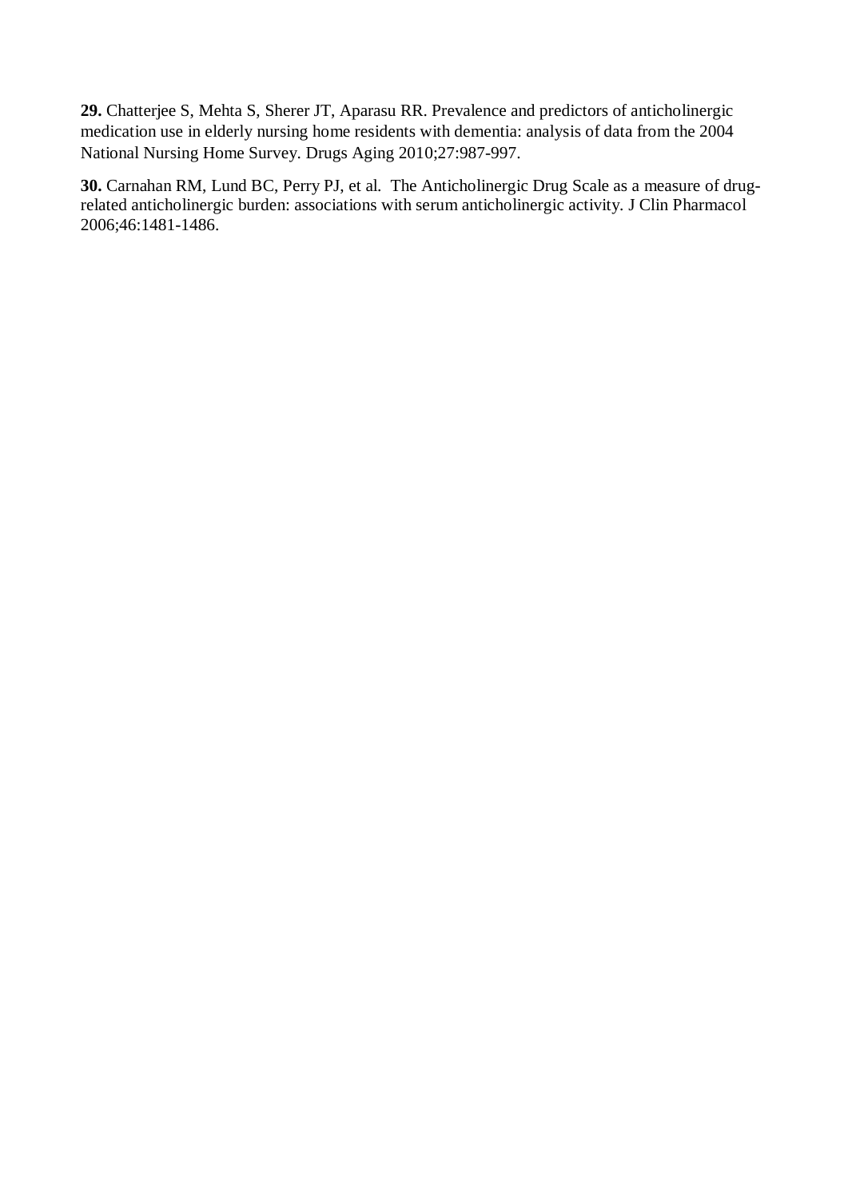**29.** Chatterjee S, Mehta S, Sherer JT, Aparasu RR. Prevalence and predictors of anticholinergic medication use in elderly nursing home residents with dementia: analysis of data from the 2004 National Nursing Home Survey. Drugs Aging 2010;27:987-997.

**30.** Carnahan RM, Lund BC, Perry PJ, et al. The Anticholinergic Drug Scale as a measure of drug-related anticholinergic burden: associations with serum anticholinergic activity. J Clin Pharmacol 2006;46:1481-1486.